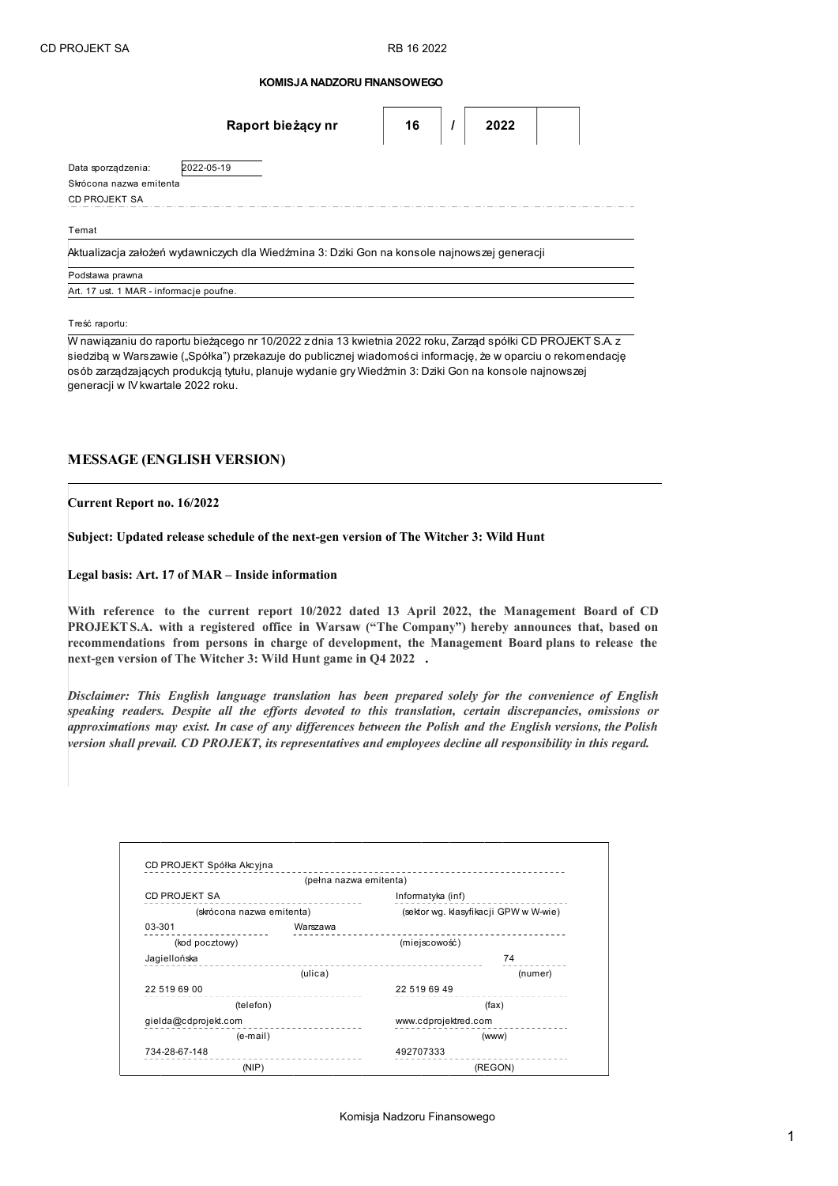**KOMISJA NADZORU FINANSOWEGO**

| Raport bieżący nr | 16 | / | 2022 | |
|---|---|---|---|---|

Data sporządzenia: 2022-05-19

Skrócona nazwa emitenta

CD PROJEKT SA

Temat

Aktualizacja założeń wydawniczych dla Wiedźmina 3: Dziki Gon na konsole najnowszej generacji

Podstawa prawna

Art. 17 ust. 1 MAR - informacje poufne.

Treść raportu:

W nawiązaniu do raportu bieżącego nr 10/2022 z dnia 13 kwietnia 2022 roku, Zarząd spółki CD PROJEKT S.A. z siedzibą w Warszawie („Spółka") przekazuje do publicznej wiadomości informację, że w oparciu o rekomendację osób zarządzających produkcją tytułu, planuje wydanie gry Wiedźmin 3: Dziki Gon na konsole najnowszej generacji w IV kwartale 2022 roku.

## MESSAGE (ENGLISH VERSION)

**Current Report no. 16/2022**

**Subject: Updated release schedule of the next-gen version of The Witcher 3: Wild Hunt**

**Legal basis: Art. 17 of MAR – Inside information**

**With reference to the current report 10/2022 dated 13 April 2022, the Management Board of CD PROJEKT S.A. with a registered office in Warsaw ("The Company") hereby announces that, based on recommendations from persons in charge of development, the Management Board plans to release the next-gen version of The Witcher 3: Wild Hunt game in Q4 2022 .**

***Disclaimer: This English language translation has been prepared solely for the convenience of English speaking readers. Despite all the efforts devoted to this translation, certain discrepancies, omissions or approximations may exist. In case of any differences between the Polish and the English versions, the Polish version shall prevail. CD PROJEKT, its representatives and employees decline all responsibility in this regard.***

| | |
|---|---|
| CD PROJEKT Spółka Akcyjna | |
| (pełna nazwa emitenta) | |
| CD PROJEKT SA | Informatyka (inf) |
| (skrócona nazwa emitenta) | (sektor wg. klasyfikacji GPW w W-wie) |
| 03-301 | Warszawa |
| (kod pocztowy) | (miejscowość) |
| Jagiellońska | 74 |
| (ulica) | (numer) |
| 22 519 69 00 | 22 519 69 49 |
| (telefon) | (fax) |
| gielda@cdprojekt.com | www.cdprojektred.com |
| (e-mail) | (www) |
| 734-28-67-148 | 492707333 |
| (NIP) | (REGON) |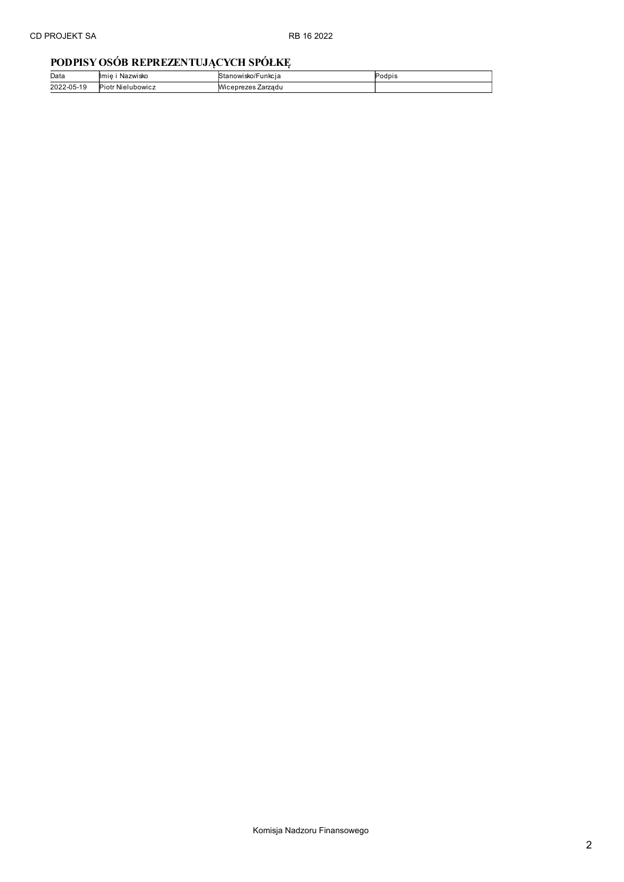## PODPISY OSÓB REPREZENTUJĄCYCH SPÓŁKĘ

| Data | Imię i Nazwisko | Stanowisko/Funkcja | Podpis |
|---|---|---|---|
| 2022-05-19 | Piotr Nielubowicz | Wiceprezes Zarządu | |